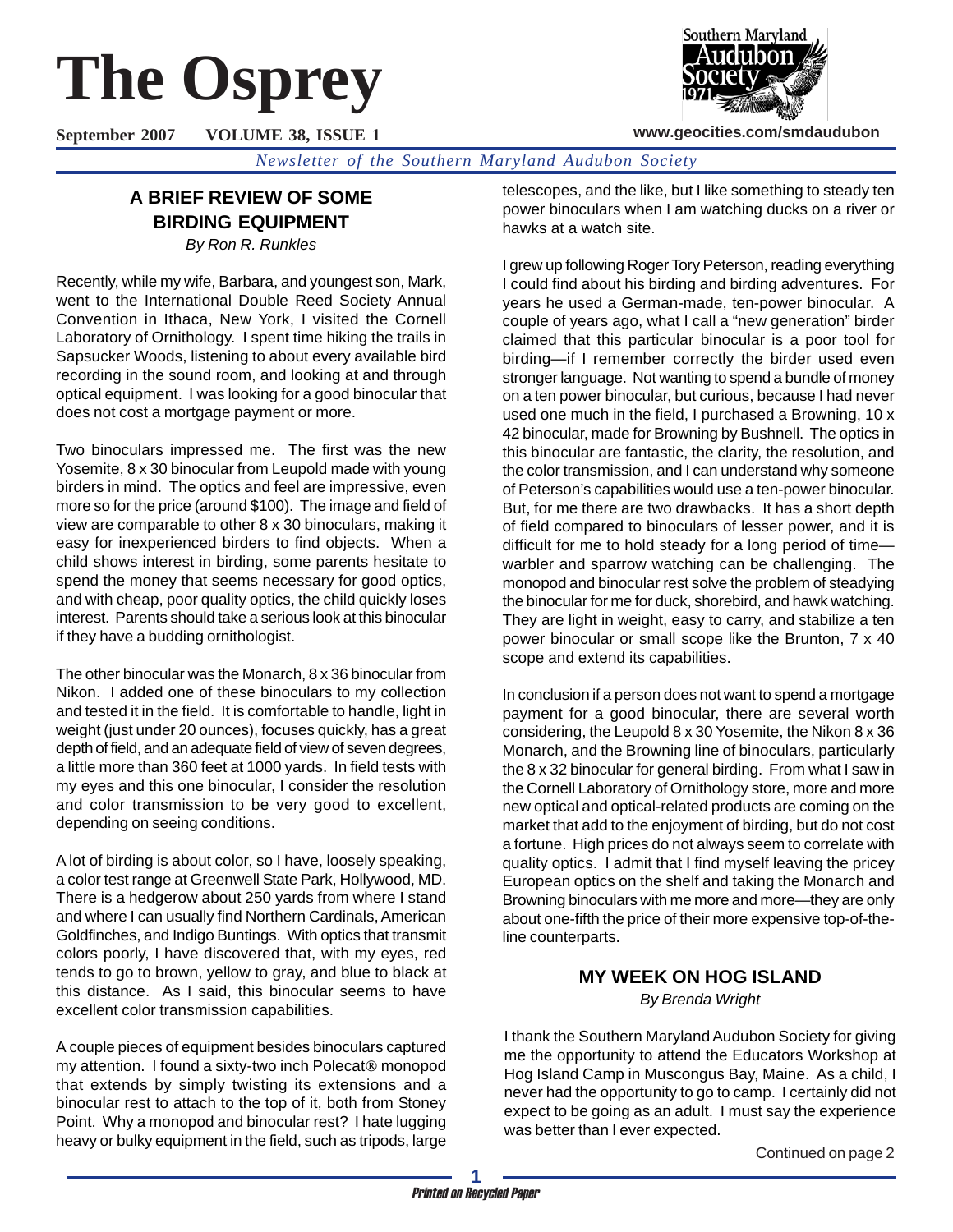# The Osprey

**September 2007 VOLUME 38, ISSUE 1**

**www.geocities.com/smdaudubon**

*Newsletter of the Southern Maryland Audubon Society*

## A BRIEF REVIEW OF SOME BIRDING EQUIPMENT

*By Ron R. Runkles*

Recently, while my wife, Barbara, and youngest son, Mark, went to the International Double Reed Society Annual Convention in Ithaca, New York, I visited the Cornell Laboratory of Ornithology. I spent time hiking the trails in Sapsucker Woods, listening to about every available bird recording in the sound room, and looking at and through optical equipment. I was looking for a good binocular that does not cost a mortgage payment or more.

Two binoculars impressed me. The first was the new Yosemite, 8 x 30 binocular from Leupold made with young birders in mind. The optics and feel are impressive, even more so for the price (around $100). The image and field of view are comparable to other 8 x 30 binoculars, making it easy for inexperienced birders to find objects. When a child shows interest in birding, some parents hesitate to spend the money that seems necessary for good optics, and with cheap, poor quality optics, the child quickly loses interest. Parents should take a serious look at this binocular if they have a budding ornithologist.

The other binocular was the Monarch, 8 x 36 binocular from Nikon. I added one of these binoculars to my collection and tested it in the field. It is comfortable to handle, light in weight (just under 20 ounces), focuses quickly, has a great depth of field, and an adequate field of view of seven degrees, a little more than 360 feet at 1000 yards. In field tests with my eyes and this one binocular, I consider the resolution and color transmission to be very good to excellent, depending on seeing conditions.

A lot of birding is about color, so I have, loosely speaking, a color test range at Greenwell State Park, Hollywood, MD. There is a hedgerow about 250 yards from where I stand and where I can usually find Northern Cardinals, American Goldfinches, and Indigo Buntings. With optics that transmit colors poorly, I have discovered that, with my eyes, red tends to go to brown, yellow to gray, and blue to black at this distance. As I said, this binocular seems to have excellent color transmission capabilities.

A couple pieces of equipment besides binoculars captured my attention. I found a sixty-two inch Polecat® monopod that extends by simply twisting its extensions and a binocular rest to attach to the top of it, both from Stoney Point. Why a monopod and binocular rest? I hate lugging heavy or bulky equipment in the field, such as tripods, large telescopes, and the like, but I like something to steady ten power binoculars when I am watching ducks on a river or hawks at a watch site.

I grew up following Roger Tory Peterson, reading everything I could find about his birding and birding adventures. For years he used a German-made, ten-power binocular. A couple of years ago, what I call a "new generation" birder claimed that this particular binocular is a poor tool for birding—if I remember correctly the birder used even stronger language. Not wanting to spend a bundle of money on a ten power binocular, but curious, because I had never used one much in the field, I purchased a Browning, 10 x 42 binocular, made for Browning by Bushnell. The optics in this binocular are fantastic, the clarity, the resolution, and the color transmission, and I can understand why someone of Peterson's capabilities would use a ten-power binocular. But, for me there are two drawbacks. It has a short depth of field compared to binoculars of lesser power, and it is difficult for me to hold steady for a long period of time—warbler and sparrow watching can be challenging. The monopod and binocular rest solve the problem of steadying the binocular for me for duck, shorebird, and hawk watching. They are light in weight, easy to carry, and stabilize a ten power binocular or small scope like the Brunton, 7 x 40 scope and extend its capabilities.

In conclusion if a person does not want to spend a mortgage payment for a good binocular, there are several worth considering, the Leupold 8 x 30 Yosemite, the Nikon 8 x 36 Monarch, and the Browning line of binoculars, particularly the 8 x 32 binocular for general birding. From what I saw in the Cornell Laboratory of Ornithology store, more and more new optical and optical-related products are coming on the market that add to the enjoyment of birding, but do not cost a fortune. High prices do not always seem to correlate with quality optics. I admit that I find myself leaving the pricey European optics on the shelf and taking the Monarch and Browning binoculars with me more and more—they are only about one-fifth the price of their more expensive top-of-the-line counterparts.

## MY WEEK ON HOG ISLAND

*By Brenda Wright*

I thank the Southern Maryland Audubon Society for giving me the opportunity to attend the Educators Workshop at Hog Island Camp in Muscongus Bay, Maine. As a child, I never had the opportunity to go to camp. I certainly did not expect to be going as an adult. I must say the experience was better than I ever expected.

Continued on page 2

*Printed on Recycled Paper*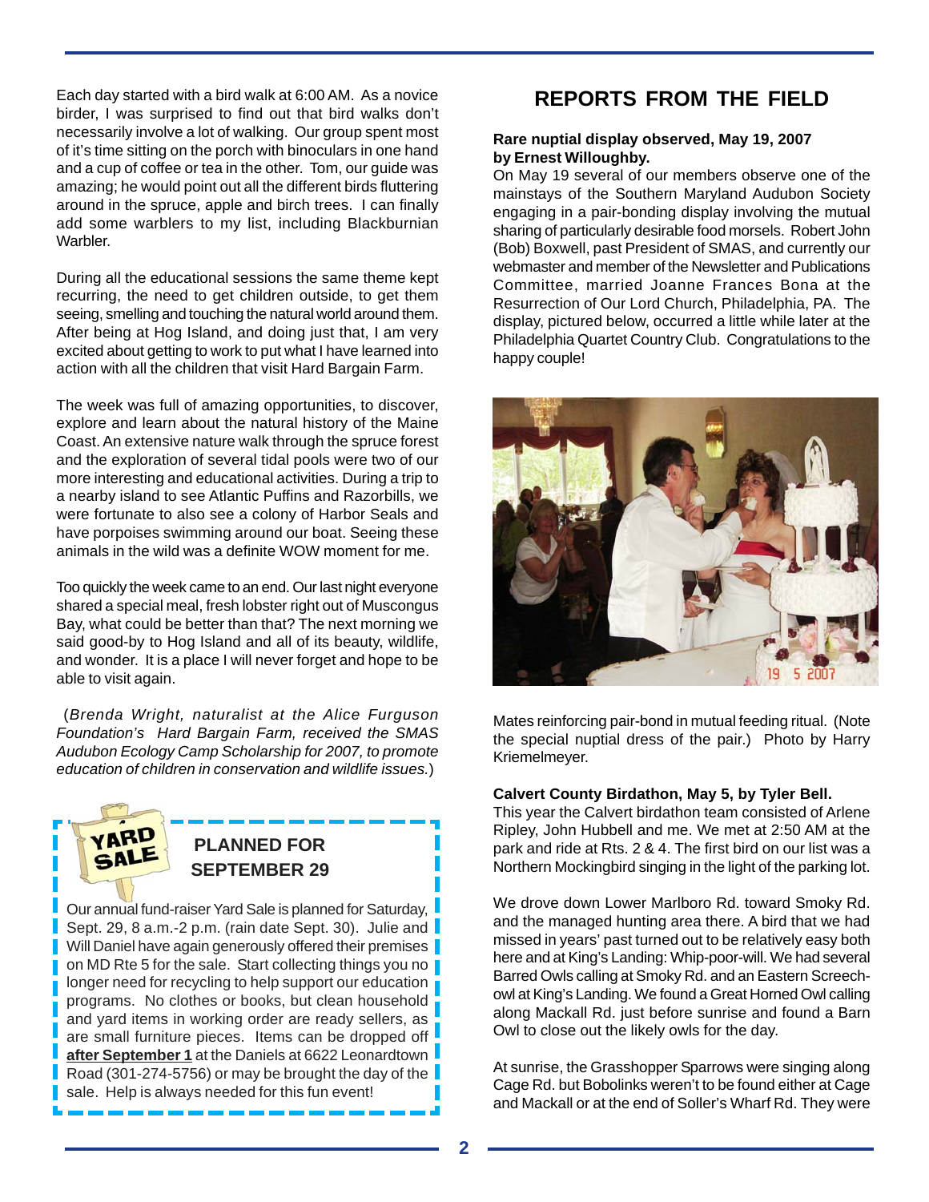Each day started with a bird walk at 6:00 AM. As a novice birder, I was surprised to find out that bird walks don't necessarily involve a lot of walking. Our group spent most of it's time sitting on the porch with binoculars in one hand and a cup of coffee or tea in the other. Tom, our guide was amazing; he would point out all the different birds fluttering around in the spruce, apple and birch trees. I can finally add some warblers to my list, including Blackburnian Warbler.

During all the educational sessions the same theme kept recurring, the need to get children outside, to get them seeing, smelling and touching the natural world around them. After being at Hog Island, and doing just that, I am very excited about getting to work to put what I have learned into action with all the children that visit Hard Bargain Farm.

The week was full of amazing opportunities, to discover, explore and learn about the natural history of the Maine Coast. An extensive nature walk through the spruce forest and the exploration of several tidal pools were two of our more interesting and educational activities. During a trip to a nearby island to see Atlantic Puffins and Razorbills, we were fortunate to also see a colony of Harbor Seals and have porpoises swimming around our boat. Seeing these animals in the wild was a definite WOW moment for me.

Too quickly the week came to an end. Our last night everyone shared a special meal, fresh lobster right out of Muscongus Bay, what could be better than that? The next morning we said good-by to Hog Island and all of its beauty, wildlife, and wonder. It is a place I will never forget and hope to be able to visit again.

(*Brenda Wright, naturalist at the Alice Furguson Foundation's Hard Bargain Farm, received the SMAS Audubon Ecology Camp Scholarship for 2007, to promote education of children in conservation and wildlife issues.*)

YARD SALE

**PLANNED FOR SEPTEMBER 29**

Our annual fund-raiser Yard Sale is planned for Saturday, Sept. 29, 8 a.m.-2 p.m. (rain date Sept. 30). Julie and Will Daniel have again generously offered their premises on MD Rte 5 for the sale. Start collecting things you no longer need for recycling to help support our education programs. No clothes or books, but clean household and yard items in working order are ready sellers, as are small furniture pieces. Items can be dropped off **after September 1** at the Daniels at 6622 Leonardtown Road (301-274-5756) or may be brought the day of the sale. Help is always needed for this fun event!

## REPORTS FROM THE FIELD

**Rare nuptial display observed, May 19, 2007 by Ernest Willoughby.**

On May 19 several of our members observe one of the mainstays of the Southern Maryland Audubon Society engaging in a pair-bonding display involving the mutual sharing of particularly desirable food morsels. Robert John (Bob) Boxwell, past President of SMAS, and currently our webmaster and member of the Newsletter and Publications Committee, married Joanne Frances Bona at the Resurrection of Our Lord Church, Philadelphia, PA. The display, pictured below, occurred a little while later at the Philadelphia Quartet Country Club. Congratulations to the happy couple!

Mates reinforcing pair-bond in mutual feeding ritual. (Note the special nuptial dress of the pair.) Photo by Harry Kriemelmeyer.

**Calvert County Birdathon, May 5, by Tyler Bell.**

This year the Calvert birdathon team consisted of Arlene Ripley, John Hubbell and me. We met at 2:50 AM at the park and ride at Rts. 2 & 4. The first bird on our list was a Northern Mockingbird singing in the light of the parking lot.

We drove down Lower Marlboro Rd. toward Smoky Rd. and the managed hunting area there. A bird that we had missed in years' past turned out to be relatively easy both here and at King's Landing: Whip-poor-will. We had several Barred Owls calling at Smoky Rd. and an Eastern Screech-owl at King's Landing. We found a Great Horned Owl calling along Mackall Rd. just before sunrise and found a Barn Owl to close out the likely owls for the day.

At sunrise, the Grasshopper Sparrows were singing along Cage Rd. but Bobolinks weren't to be found either at Cage and Mackall or at the end of Soller's Wharf Rd. They were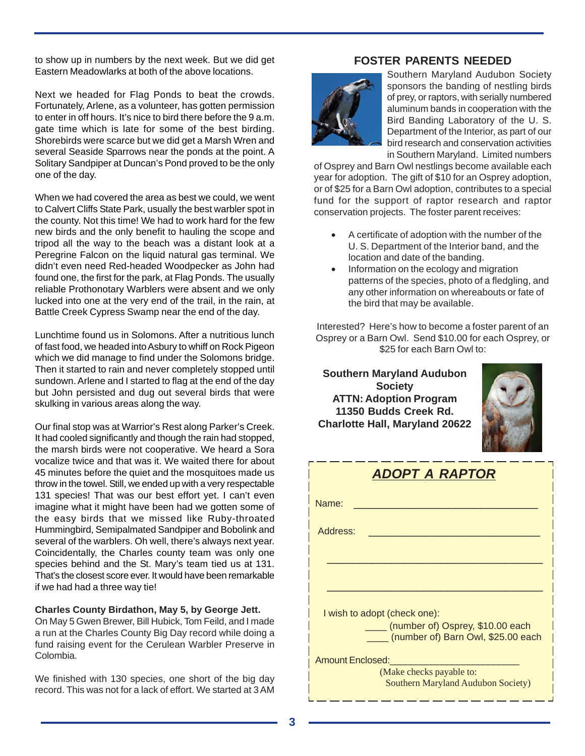to show up in numbers by the next week. But we did get Eastern Meadowlarks at both of the above locations.

Next we headed for Flag Ponds to beat the crowds. Fortunately, Arlene, as a volunteer, has gotten permission to enter in off hours. It's nice to bird there before the 9 a.m. gate time which is late for some of the best birding. Shorebirds were scarce but we did get a Marsh Wren and several Seaside Sparrows near the ponds at the point. A Solitary Sandpiper at Duncan's Pond proved to be the only one of the day.

When we had covered the area as best we could, we went to Calvert Cliffs State Park, usually the best warbler spot in the county. Not this time! We had to work hard for the few new birds and the only benefit to hauling the scope and tripod all the way to the beach was a distant look at a Peregrine Falcon on the liquid natural gas terminal. We didn't even need Red-headed Woodpecker as John had found one, the first for the park, at Flag Ponds. The usually reliable Prothonotary Warblers were absent and we only lucked into one at the very end of the trail, in the rain, at Battle Creek Cypress Swamp near the end of the day.

Lunchtime found us in Solomons. After a nutritious lunch of fast food, we headed into Asbury to whiff on Rock Pigeon which we did manage to find under the Solomons bridge. Then it started to rain and never completely stopped until sundown. Arlene and I started to flag at the end of the day but John persisted and dug out several birds that were skulking in various areas along the way.

Our final stop was at Warrior's Rest along Parker's Creek. It had cooled significantly and though the rain had stopped, the marsh birds were not cooperative. We heard a Sora vocalize twice and that was it. We waited there for about 45 minutes before the quiet and the mosquitoes made us throw in the towel. Still, we ended up with a very respectable 131 species! That was our best effort yet. I can't even imagine what it might have been had we gotten some of the easy birds that we missed like Ruby-throated Hummingbird, Semipalmated Sandpiper and Bobolink and several of the warblers. Oh well, there's always next year. Coincidentally, the Charles county team was only one species behind and the St. Mary's team tied us at 131. That's the closest score ever. It would have been remarkable if we had had a three way tie!

**Charles County Birdathon, May 5, by George Jett.**
On May 5 Gwen Brewer, Bill Hubick, Tom Feild, and I made a run at the Charles County Big Day record while doing a fund raising event for the Cerulean Warbler Preserve in Colombia.

We finished with 130 species, one short of the big day record. This was not for a lack of effort. We started at 3 AM

## FOSTER PARENTS NEEDED

Southern Maryland Audubon Society sponsors the banding of nestling birds of prey, or raptors, with serially numbered aluminum bands in cooperation with the Bird Banding Laboratory of the U. S. Department of the Interior, as part of our bird research and conservation activities in Southern Maryland. Limited numbers of Osprey and Barn Owl nestlings become available each year for adoption. The gift of $10 for an Osprey adoption, or of $25 for a Barn Owl adoption, contributes to a special fund for the support of raptor research and raptor conservation projects. The foster parent receives:

- A certificate of adoption with the number of the U. S. Department of the Interior band, and the location and date of the banding.
- Information on the ecology and migration patterns of the species, photo of a fledgling, and any other information on whereabouts or fate of the bird that may be available.

Interested? Here's how to become a foster parent of an Osprey or a Barn Owl. Send $10.00 for each Osprey, or $25 for each Barn Owl to:

**Southern Maryland Audubon Society**
**ATTN: Adoption Program**
**11350 Budds Creek Rd.**
**Charlotte Hall, Maryland 20622**

### *ADOPT A RAPTOR*

Name: ________________________________

Address: ______________________________

______________________________________

______________________________________

I wish to adopt (check one):

____ (number of) Osprey, $10.00 each

____ (number of) Barn Owl, $25.00 each

Amount Enclosed:______________________

(Make checks payable to: Southern Maryland Audubon Society)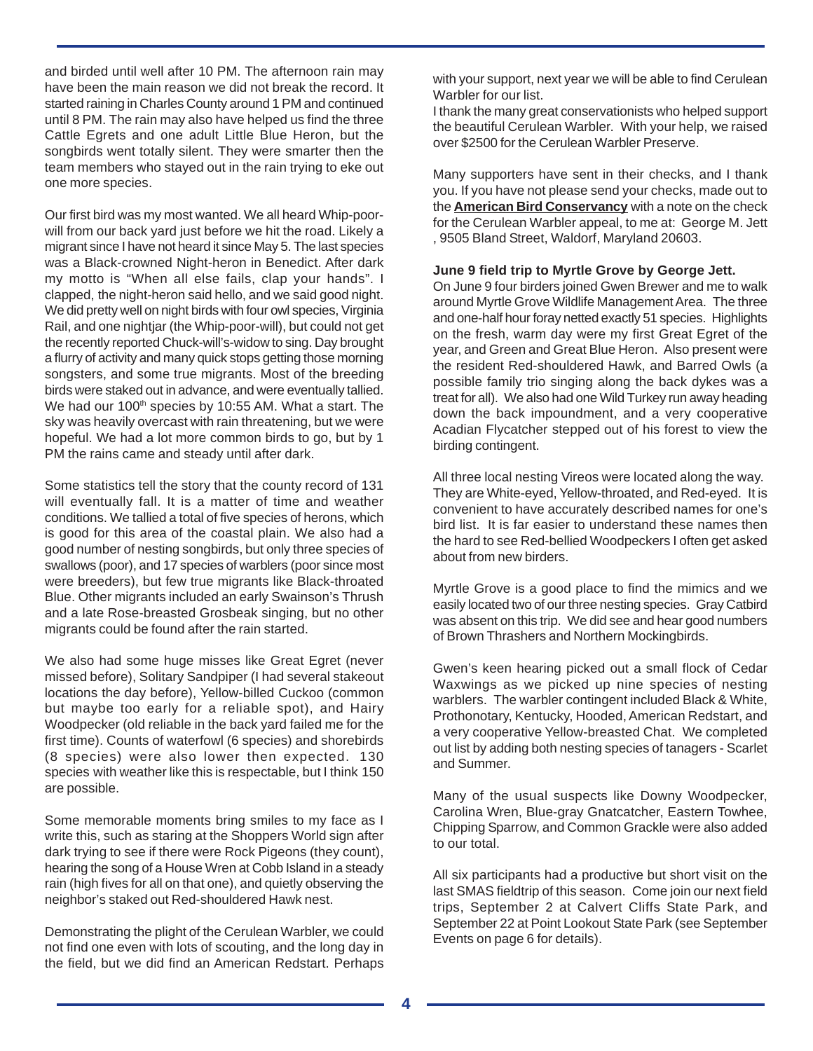and birded until well after 10 PM. The afternoon rain may have been the main reason we did not break the record. It started raining in Charles County around 1 PM and continued until 8 PM. The rain may also have helped us find the three Cattle Egrets and one adult Little Blue Heron, but the songbirds went totally silent. They were smarter then the team members who stayed out in the rain trying to eke out one more species.

Our first bird was my most wanted. We all heard Whip-poor-will from our back yard just before we hit the road. Likely a migrant since I have not heard it since May 5. The last species was a Black-crowned Night-heron in Benedict. After dark my motto is "When all else fails, clap your hands". I clapped, the night-heron said hello, and we said good night. We did pretty well on night birds with four owl species, Virginia Rail, and one nightjar (the Whip-poor-will), but could not get the recently reported Chuck-will's-widow to sing. Day brought a flurry of activity and many quick stops getting those morning songsters, and some true migrants. Most of the breeding birds were staked out in advance, and were eventually tallied. We had our 100th species by 10:55 AM. What a start. The sky was heavily overcast with rain threatening, but we were hopeful. We had a lot more common birds to go, but by 1 PM the rains came and steady until after dark.

Some statistics tell the story that the county record of 131 will eventually fall. It is a matter of time and weather conditions. We tallied a total of five species of herons, which is good for this area of the coastal plain. We also had a good number of nesting songbirds, but only three species of swallows (poor), and 17 species of warblers (poor since most were breeders), but few true migrants like Black-throated Blue. Other migrants included an early Swainson's Thrush and a late Rose-breasted Grosbeak singing, but no other migrants could be found after the rain started.

We also had some huge misses like Great Egret (never missed before), Solitary Sandpiper (I had several stakeout locations the day before), Yellow-billed Cuckoo (common but maybe too early for a reliable spot), and Hairy Woodpecker (old reliable in the back yard failed me for the first time). Counts of waterfowl (6 species) and shorebirds (8 species) were also lower then expected. 130 species with weather like this is respectable, but I think 150 are possible.

Some memorable moments bring smiles to my face as I write this, such as staring at the Shoppers World sign after dark trying to see if there were Rock Pigeons (they count), hearing the song of a House Wren at Cobb Island in a steady rain (high fives for all on that one), and quietly observing the neighbor's staked out Red-shouldered Hawk nest.

Demonstrating the plight of the Cerulean Warbler, we could not find one even with lots of scouting, and the long day in the field, but we did find an American Redstart. Perhaps with your support, next year we will be able to find Cerulean Warbler for our list.

I thank the many great conservationists who helped support the beautiful Cerulean Warbler. With your help, we raised over $2500 for the Cerulean Warbler Preserve.

Many supporters have sent in their checks, and I thank you. If you have not please send your checks, made out to the **American Bird Conservancy** with a note on the check for the Cerulean Warbler appeal, to me at: George M. Jett , 9505 Bland Street, Waldorf, Maryland 20603.

### June 9 field trip to Myrtle Grove by George Jett.

On June 9 four birders joined Gwen Brewer and me to walk around Myrtle Grove Wildlife Management Area. The three and one-half hour foray netted exactly 51 species. Highlights on the fresh, warm day were my first Great Egret of the year, and Green and Great Blue Heron. Also present were the resident Red-shouldered Hawk, and Barred Owls (a possible family trio singing along the back dykes was a treat for all). We also had one Wild Turkey run away heading down the back impoundment, and a very cooperative Acadian Flycatcher stepped out of his forest to view the birding contingent.

All three local nesting Vireos were located along the way. They are White-eyed, Yellow-throated, and Red-eyed. It is convenient to have accurately described names for one's bird list. It is far easier to understand these names then the hard to see Red-bellied Woodpeckers I often get asked about from new birders.

Myrtle Grove is a good place to find the mimics and we easily located two of our three nesting species. Gray Catbird was absent on this trip. We did see and hear good numbers of Brown Thrashers and Northern Mockingbirds.

Gwen's keen hearing picked out a small flock of Cedar Waxwings as we picked up nine species of nesting warblers. The warbler contingent included Black & White, Prothonotary, Kentucky, Hooded, American Redstart, and a very cooperative Yellow-breasted Chat. We completed out list by adding both nesting species of tanagers - Scarlet and Summer.

Many of the usual suspects like Downy Woodpecker, Carolina Wren, Blue-gray Gnatcatcher, Eastern Towhee, Chipping Sparrow, and Common Grackle were also added to our total.

All six participants had a productive but short visit on the last SMAS fieldtrip of this season. Come join our next field trips, September 2 at Calvert Cliffs State Park, and September 22 at Point Lookout State Park (see September Events on page 6 for details).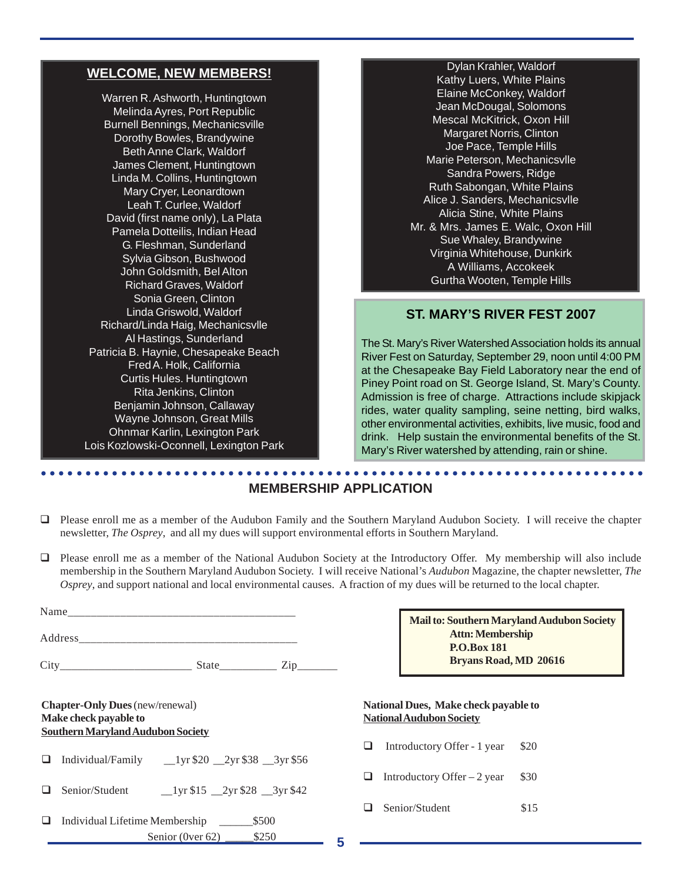## WELCOME, NEW MEMBERS!

Warren R. Ashworth, Huntingtown
Melinda Ayres, Port Republic
Burnell Bennings, Mechanicsville
Dorothy Bowles, Brandywine
Beth Anne Clark, Waldorf
James Clement, Huntingtown
Linda M. Collins, Huntingtown
Mary Cryer, Leonardtown
Leah T. Curlee, Waldorf
David (first name only), La Plata
Pamela Dotteilis, Indian Head
G. Fleshman, Sunderland
Sylvia Gibson, Bushwood
John Goldsmith, Bel Alton
Richard Graves, Waldorf
Sonia Green, Clinton
Linda Griswold, Waldorf
Richard/Linda Haig, Mechanicsvlle
Al Hastings, Sunderland
Patricia B. Haynie, Chesapeake Beach
Fred A. Holk, California
Curtis Hules. Huntingtown
Rita Jenkins, Clinton
Benjamin Johnson, Callaway
Wayne Johnson, Great Mills
Ohnmar Karlin, Lexington Park
Lois Kozlowski-Oconnell, Lexington Park
Dylan Krahler, Waldorf
Kathy Luers, White Plains
Elaine McConkey, Waldorf
Jean McDougal, Solomons
Mescal McKitrick, Oxon Hill
Margaret Norris, Clinton
Joe Pace, Temple Hills
Marie Peterson, Mechanicsvlle
Sandra Powers, Ridge
Ruth Sabongan, White Plains
Alice J. Sanders, Mechanicsvlle
Alicia Stine, White Plains
Mr. & Mrs. James E. Walc, Oxon Hill
Sue Whaley, Brandywine
Virginia Whitehouse, Dunkirk
A Williams, Accokeek
Gurtha Wooten, Temple Hills

## ST. MARY'S RIVER FEST 2007

The St. Mary's River Watershed Association holds its annual River Fest on Saturday, September 29, noon until 4:00 PM at the Chesapeake Bay Field Laboratory near the end of Piney Point road on St. George Island, St. Mary's County. Admission is free of charge. Attractions include skipjack rides, water quality sampling, seine netting, bird walks, other environmental activities, exhibits, live music, food and drink. Help sustain the environmental benefits of the St. Mary's River watershed by attending, rain or shine.

## MEMBERSHIP APPLICATION

- ❑ Please enroll me as a member of the Audubon Family and the Southern Maryland Audubon Society. I will receive the chapter newsletter, *The Osprey*, and all my dues will support environmental efforts in Southern Maryland.
- ❑ Please enroll me as a member of the National Audubon Society at the Introductory Offer. My membership will also include membership in the Southern Maryland Audubon Society. I will receive National's *Audubon* Magazine, the chapter newsletter, *The Osprey*, and support national and local environmental causes. A fraction of my dues will be returned to the local chapter.

Name_______________________________________

Address_____________________________________

City______________________ State__________ Zip_______

**Mail to: Southern Maryland Audubon Society**
**Attn: Membership**
**P.O.Box 181**
**Bryans Road, MD 20616**

**Chapter-Only Dues** (new/renewal)
**Make check payable to**
**Southern Maryland Audubon Society**

- ❑ Individual/Family __1yr $20 __2yr $38 __3yr $56
- ❑ Senior/Student __1yr $15 __2yr $28 __3yr $42
- ❑ Individual Lifetime Membership ______$500
  Senior (0ver 62) _____$250

**National Dues, Make check payable to National Audubon Society**

- ❑ Introductory Offer - 1 year $20
- ❑ Introductory Offer – 2 year $30
- ❑ Senior/Student $15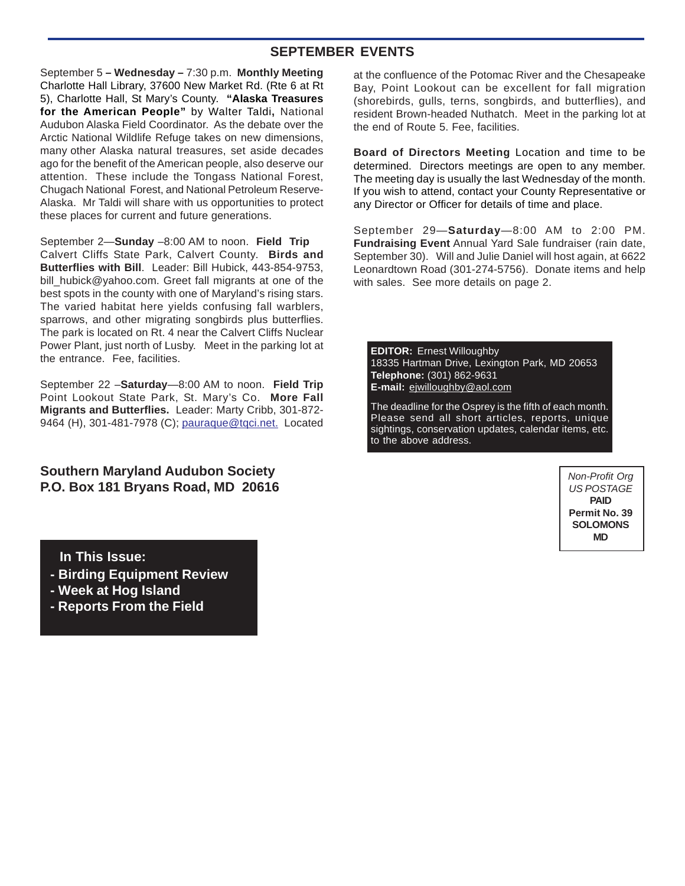## SEPTEMBER EVENTS

September 5 **– Wednesday –** 7:30 p.m. **Monthly Meeting** Charlotte Hall Library, 37600 New Market Rd. (Rte 6 at Rt 5), Charlotte Hall, St Mary's County. **"Alaska Treasures for the American People"** by Walter Taldi**,** National Audubon Alaska Field Coordinator. As the debate over the Arctic National Wildlife Refuge takes on new dimensions, many other Alaska natural treasures, set aside decades ago for the benefit of the American people, also deserve our attention. These include the Tongass National Forest, Chugach National Forest, and National Petroleum Reserve-Alaska. Mr Taldi will share with us opportunities to protect these places for current and future generations.

September 2—**Sunday** –8:00 AM to noon. **Field Trip** Calvert Cliffs State Park, Calvert County. **Birds and Butterflies with Bill**. Leader: Bill Hubick, 443-854-9753, bill_hubick@yahoo.com. Greet fall migrants at one of the best spots in the county with one of Maryland's rising stars. The varied habitat here yields confusing fall warblers, sparrows, and other migrating songbirds plus butterflies. The park is located on Rt. 4 near the Calvert Cliffs Nuclear Power Plant, just north of Lusby. Meet in the parking lot at the entrance. Fee, facilities.

September 22 –**Saturday**—8:00 AM to noon. **Field Trip** Point Lookout State Park, St. Mary's Co. **More Fall Migrants and Butterflies.** Leader: Marty Cribb, 301-872-9464 (H), 301-481-7978 (C); pauraque@tqci.net. Located at the confluence of the Potomac River and the Chesapeake Bay, Point Lookout can be excellent for fall migration (shorebirds, gulls, terns, songbirds, and butterflies), and resident Brown-headed Nuthatch. Meet in the parking lot at the end of Route 5. Fee, facilities.

**Board of Directors Meeting** Location and time to be determined. Directors meetings are open to any member. The meeting day is usually the last Wednesday of the month. If you wish to attend, contact your County Representative or any Director or Officer for details of time and place.

September 29—**Saturday**—8:00 AM to 2:00 PM. **Fundraising Event** Annual Yard Sale fundraiser (rain date, September 30). Will and Julie Daniel will host again, at 6622 Leonardtown Road (301-274-5756). Donate items and help with sales. See more details on page 2.

**EDITOR:** Ernest Willoughby
18335 Hartman Drive, Lexington Park, MD 20653
**Telephone:** (301) 862-9631
**E-mail:** ejwilloughby@aol.com

The deadline for the Osprey is the fifth of each month. Please send all short articles, reports, unique sightings, conservation updates, calendar items, etc. to the above address.

**Southern Maryland Audubon Society**
**P.O. Box 181 Bryans Road, MD 20616**

*Non-Profit Org*
*US POSTAGE*
**PAID**
**Permit No. 39**
**SOLOMONS**
**MD**

**In This Issue:**

- **Birding Equipment Review**
- **Week at Hog Island**
- **Reports From the Field**